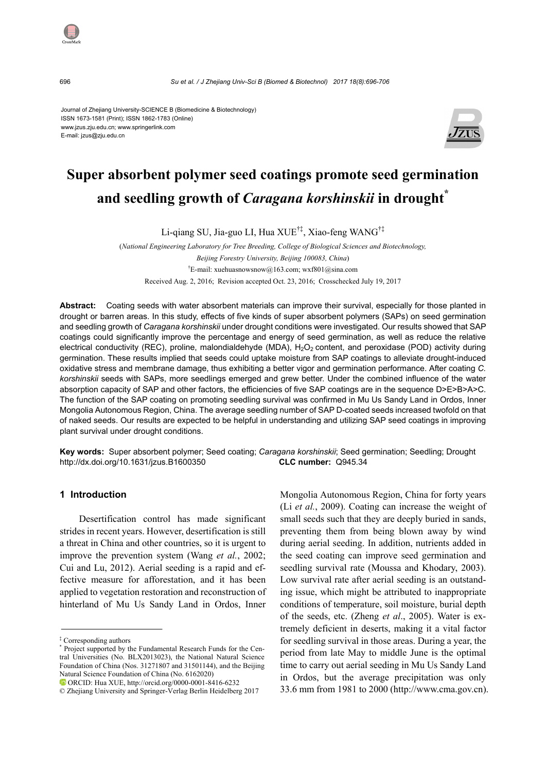Journal of Zhejiang University-SCIENCE B (Biomedicine & Biotechnology)
ISSN 1673-1581 (Print); ISSN 1862-1783 (Online)
www.jzus.zju.edu.cn; www.springerlink.com
E-mail: jzus@zju.edu.cn

# Super absorbent polymer seed coatings promote seed germination and seedling growth of *Caragana korshinskii* in drought*

Li-qiang SU, Jia-guo LI, Hua XUE†‡, Xiao-feng WANG†‡

(*National Engineering Laboratory for Tree Breeding, College of Biological Sciences and Biotechnology, Beijing Forestry University, Beijing 100083, China*)

†E-mail: xuehuasnowsnow@163.com; wxf801@sina.com

Received Aug. 2, 2016; Revision accepted Oct. 23, 2016; Crosschecked July 19, 2017

**Abstract:** Coating seeds with water absorbent materials can improve their survival, especially for those planted in drought or barren areas. In this study, effects of five kinds of super absorbent polymers (SAPs) on seed germination and seedling growth of *Caragana korshinskii* under drought conditions were investigated. Our results showed that SAP coatings could significantly improve the percentage and energy of seed germination, as well as reduce the relative electrical conductivity (REC), proline, malondialdehyde (MDA), $H_2O_2$ content, and peroxidase (POD) activity during germination. These results implied that seeds could uptake moisture from SAP coatings to alleviate drought-induced oxidative stress and membrane damage, thus exhibiting a better vigor and germination performance. After coating *C. korshinskii* seeds with SAPs, more seedlings emerged and grew better. Under the combined influence of the water absorption capacity of SAP and other factors, the efficiencies of five SAP coatings are in the sequence D>E>B>A>C. The function of the SAP coating on promoting seedling survival was confirmed in Mu Us Sandy Land in Ordos, Inner Mongolia Autonomous Region, China. The average seedling number of SAP D-coated seeds increased twofold on that of naked seeds. Our results are expected to be helpful in understanding and utilizing SAP seed coatings in improving plant survival under drought conditions.

**Key words:** Super absorbent polymer; Seed coating; *Caragana korshinskii*; Seed germination; Seedling; Drought
http://dx.doi.org/10.1631/jzus.B1600350 **CLC number:** Q945.34

## 1 Introduction

Desertification control has made significant strides in recent years. However, desertification is still a threat in China and other countries, so it is urgent to improve the prevention system (Wang *et al.*, 2002; Cui and Lu, 2012). Aerial seeding is a rapid and effective measure for afforestation, and it has been applied to vegetation restoration and reconstruction of hinterland of Mu Us Sandy Land in Ordos, Inner Mongolia Autonomous Region, China for forty years (Li *et al.*, 2009). Coating can increase the weight of small seeds such that they are deeply buried in sands, preventing them from being blown away by wind during aerial seeding. In addition, nutrients added in the seed coating can improve seed germination and seedling survival rate (Moussa and Khodary, 2003). Low survival rate after aerial seeding is an outstanding issue, which might be attributed to inappropriate conditions of temperature, soil moisture, burial depth of the seeds, etc. (Zheng *et al*., 2005). Water is extremely deficient in deserts, making it a vital factor for seedling survival in those areas. During a year, the period from late May to middle June is the optimal time to carry out aerial seeding in Mu Us Sandy Land in Ordos, but the average precipitation was only 33.6 mm from 1981 to 2000 (http://www.cma.gov.cn).

---

‡ Corresponding authors

\* Project supported by the Fundamental Research Funds for the Central Universities (No. BLX2013023), the National Natural Science Foundation of China (Nos. 31271807 and 31501144), and the Beijing Natural Science Foundation of China (No. 6162020)

ORCID: Hua XUE, http://orcid.org/0000-0001-8416-6232

© Zhejiang University and Springer-Verlag Berlin Heidelberg 2017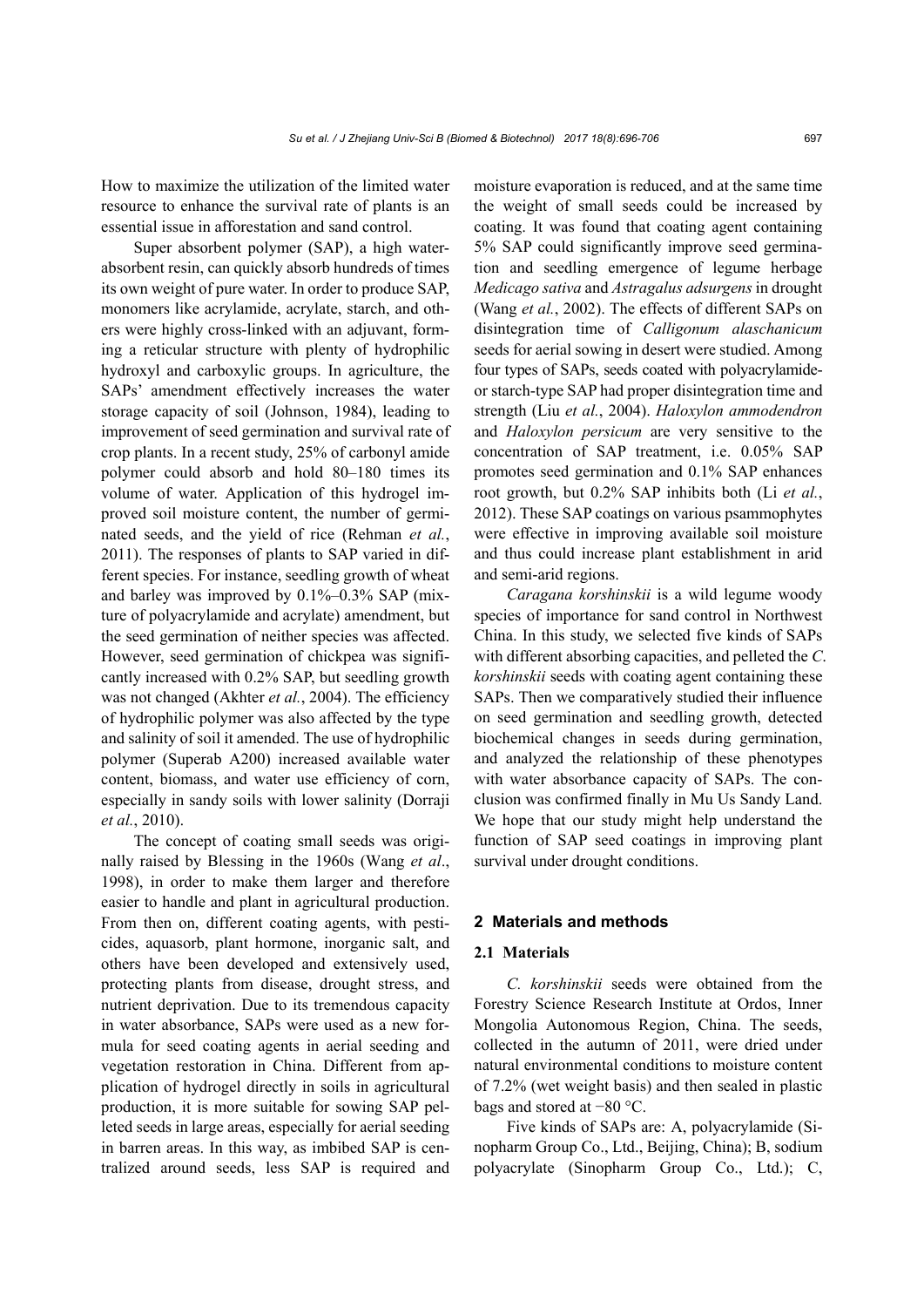How to maximize the utilization of the limited water resource to enhance the survival rate of plants is an essential issue in afforestation and sand control.

Super absorbent polymer (SAP), a high water-absorbent resin, can quickly absorb hundreds of times its own weight of pure water. In order to produce SAP, monomers like acrylamide, acrylate, starch, and others were highly cross-linked with an adjuvant, forming a reticular structure with plenty of hydrophilic hydroxyl and carboxylic groups. In agriculture, the SAPs' amendment effectively increases the water storage capacity of soil (Johnson, 1984), leading to improvement of seed germination and survival rate of crop plants. In a recent study, 25% of carbonyl amide polymer could absorb and hold 80–180 times its volume of water. Application of this hydrogel improved soil moisture content, the number of germinated seeds, and the yield of rice (Rehman *et al.*, 2011). The responses of plants to SAP varied in different species. For instance, seedling growth of wheat and barley was improved by 0.1%–0.3% SAP (mixture of polyacrylamide and acrylate) amendment, but the seed germination of neither species was affected. However, seed germination of chickpea was significantly increased with 0.2% SAP, but seedling growth was not changed (Akhter *et al.*, 2004). The efficiency of hydrophilic polymer was also affected by the type and salinity of soil it amended. The use of hydrophilic polymer (Superab A200) increased available water content, biomass, and water use efficiency of corn, especially in sandy soils with lower salinity (Dorraji *et al.*, 2010).

The concept of coating small seeds was originally raised by Blessing in the 1960s (Wang *et al*., 1998), in order to make them larger and therefore easier to handle and plant in agricultural production. From then on, different coating agents, with pesticides, aquasorb, plant hormone, inorganic salt, and others have been developed and extensively used, protecting plants from disease, drought stress, and nutrient deprivation. Due to its tremendous capacity in water absorbance, SAPs were used as a new formula for seed coating agents in aerial seeding and vegetation restoration in China. Different from application of hydrogel directly in soils in agricultural production, it is more suitable for sowing SAP pelleted seeds in large areas, especially for aerial seeding in barren areas. In this way, as imbibed SAP is centralized around seeds, less SAP is required and moisture evaporation is reduced, and at the same time the weight of small seeds could be increased by coating. It was found that coating agent containing 5% SAP could significantly improve seed germination and seedling emergence of legume herbage *Medicago sativa* and *Astragalus adsurgens* in drought (Wang *et al.*, 2002). The effects of different SAPs on disintegration time of *Calligonum alaschanicum* seeds for aerial sowing in desert were studied. Among four types of SAPs, seeds coated with polyacrylamide- or starch-type SAP had proper disintegration time and strength (Liu *et al.*, 2004). *Haloxylon ammodendron* and *Haloxylon persicum* are very sensitive to the concentration of SAP treatment, i.e. 0.05% SAP promotes seed germination and 0.1% SAP enhances root growth, but 0.2% SAP inhibits both (Li *et al.*, 2012). These SAP coatings on various psammophytes were effective in improving available soil moisture and thus could increase plant establishment in arid and semi-arid regions.

*Caragana korshinskii* is a wild legume woody species of importance for sand control in Northwest China. In this study, we selected five kinds of SAPs with different absorbing capacities, and pelleted the *C. korshinskii* seeds with coating agent containing these SAPs. Then we comparatively studied their influence on seed germination and seedling growth, detected biochemical changes in seeds during germination, and analyzed the relationship of these phenotypes with water absorbance capacity of SAPs. The conclusion was confirmed finally in Mu Us Sandy Land. We hope that our study might help understand the function of SAP seed coatings in improving plant survival under drought conditions.

## 2 Materials and methods

### 2.1 Materials

*C. korshinskii* seeds were obtained from the Forestry Science Research Institute at Ordos, Inner Mongolia Autonomous Region, China. The seeds, collected in the autumn of 2011, were dried under natural environmental conditions to moisture content of 7.2% (wet weight basis) and then sealed in plastic bags and stored at −80 °C.

Five kinds of SAPs are: A, polyacrylamide (Sinopharm Group Co., Ltd., Beijing, China); B, sodium polyacrylate (Sinopharm Group Co., Ltd.); C,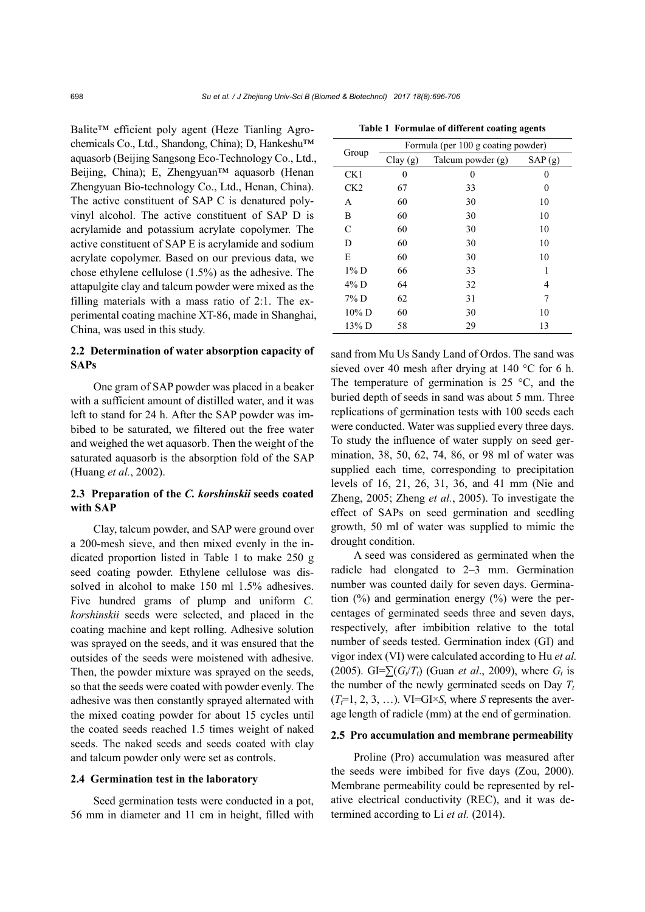Balite™ efficient poly agent (Heze Tianling Agrochemicals Co., Ltd., Shandong, China); D, Hankeshu™ aquasorb (Beijing Sangsong Eco-Technology Co., Ltd., Beijing, China); E, Zhengyuan™ aquasorb (Henan Zhengyuan Bio-technology Co., Ltd., Henan, China). The active constituent of SAP C is denatured polyvinyl alcohol. The active constituent of SAP D is acrylamide and potassium acrylate copolymer. The active constituent of SAP E is acrylamide and sodium acrylate copolymer. Based on our previous data, we chose ethylene cellulose (1.5%) as the adhesive. The attapulgite clay and talcum powder were mixed as the filling materials with a mass ratio of 2:1. The experimental coating machine XT-86, made in Shanghai, China, was used in this study.

### 2.2 Determination of water absorption capacity of SAPs

One gram of SAP powder was placed in a beaker with a sufficient amount of distilled water, and it was left to stand for 24 h. After the SAP powder was imbibed to be saturated, we filtered out the free water and weighed the wet aquasorb. Then the weight of the saturated aquasorb is the absorption fold of the SAP (Huang *et al.*, 2002).

### 2.3 Preparation of the *C. korshinskii* seeds coated with SAP

Clay, talcum powder, and SAP were ground over a 200-mesh sieve, and then mixed evenly in the indicated proportion listed in Table 1 to make 250 g seed coating powder. Ethylene cellulose was dissolved in alcohol to make 150 ml 1.5% adhesives. Five hundred grams of plump and uniform *C. korshinskii* seeds were selected, and placed in the coating machine and kept rolling. Adhesive solution was sprayed on the seeds, and it was ensured that the outsides of the seeds were moistened with adhesive. Then, the powder mixture was sprayed on the seeds, so that the seeds were coated with powder evenly. The adhesive was then constantly sprayed alternated with the mixed coating powder for about 15 cycles until the coated seeds reached 1.5 times weight of naked seeds. The naked seeds and seeds coated with clay and talcum powder only were set as controls.

### 2.4 Germination test in the laboratory

Seed germination tests were conducted in a pot, 56 mm in diameter and 11 cm in height, filled with sand from Mu Us Sandy Land of Ordos. The sand was sieved over 40 mesh after drying at 140 °C for 6 h. The temperature of germination is 25 °C, and the buried depth of seeds in sand was about 5 mm. Three replications of germination tests with 100 seeds each were conducted. Water was supplied every three days. To study the influence of water supply on seed germination, 38, 50, 62, 74, 86, or 98 ml of water was supplied each time, corresponding to precipitation levels of 16, 21, 26, 31, 36, and 41 mm (Nie and Zheng, 2005; Zheng *et al.*, 2005). To investigate the effect of SAPs on seed germination and seedling growth, 50 ml of water was supplied to mimic the drought condition.

A seed was considered as germinated when the radicle had elongated to 2–3 mm. Germination number was counted daily for seven days. Germination (%) and germination energy (%) were the percentages of germinated seeds three and seven days, respectively, after imbibition relative to the total number of seeds tested. Germination index (GI) and vigor index (VI) were calculated according to Hu *et al.* (2005). GI=$\sum(G_t/T_t)$ (Guan *et al.*, 2009), where $G_t$ is the number of the newly germinated seeds on Day $T_t$ ($T_t$=1, 2, 3, …). VI=GI×*S*, where *S* represents the average length of radicle (mm) at the end of germination.

### 2.5 Pro accumulation and membrane permeability

Proline (Pro) accumulation was measured after the seeds were imbibed for five days (Zou, 2000). Membrane permeability could be represented by relative electrical conductivity (REC), and it was determined according to Li *et al.* (2014).

**Table 1 Formulae of different coating agents**

| Group | Formula (per 100 g coating powder) | | |
|---|---|---|---|
| | Clay (g) | Talcum powder (g) | SAP (g) |
| CK1 | 0 | 0 | 0 |
| CK2 | 67 | 33 | 0 |
| A | 60 | 30 | 10 |
| B | 60 | 30 | 10 |
| C | 60 | 30 | 10 |
| D | 60 | 30 | 10 |
| E | 60 | 30 | 10 |
| 1% D | 66 | 33 | 1 |
| 4% D | 64 | 32 | 4 |
| 7% D | 62 | 31 | 7 |
| 10% D | 60 | 30 | 10 |
| 13% D | 58 | 29 | 13 |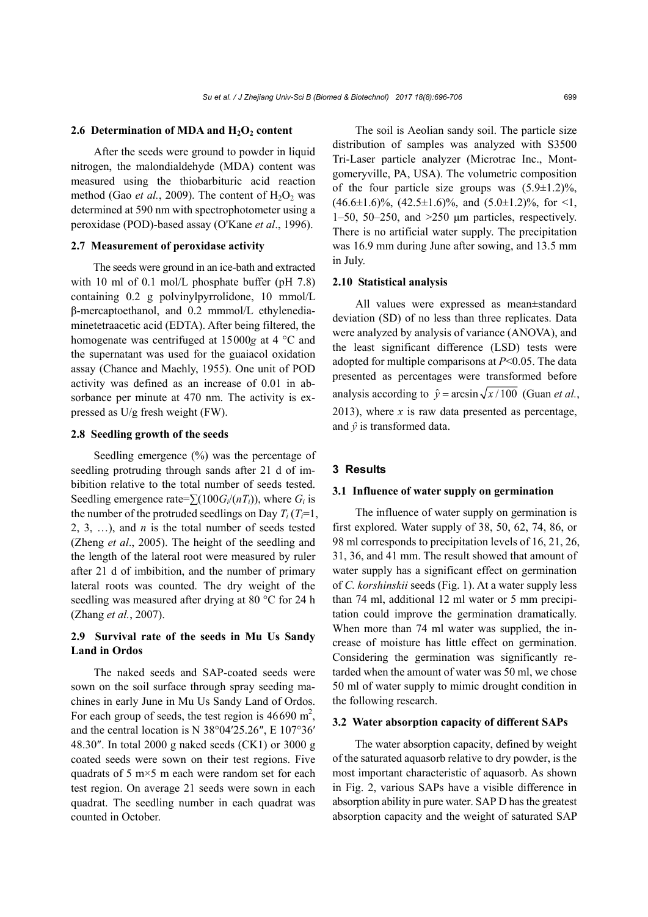### 2.6 Determination of MDA and $H_2O_2$ content

After the seeds were ground to powder in liquid nitrogen, the malondialdehyde (MDA) content was measured using the thiobarbituric acid reaction method (Gao *et al.*, 2009). The content of $H_2O_2$ was determined at 590 nm with spectrophotometer using a peroxidase (POD)-based assay (O'Kane *et al*., 1996).

### 2.7 Measurement of peroxidase activity

The seeds were ground in an ice-bath and extracted with 10 ml of 0.1 mol/L phosphate buffer (pH 7.8) containing 0.2 g polvinylpyrrolidone, 10 mmol/L β-mercaptoethanol, and 0.2 mmmol/L ethylenediaminetetraacetic acid (EDTA). After being filtered, the homogenate was centrifuged at 15000*g* at 4 °C and the supernatant was used for the guaiacol oxidation assay (Chance and Maehly, 1955). One unit of POD activity was defined as an increase of 0.01 in absorbance per minute at 470 nm. The activity is expressed as U/g fresh weight (FW).

### 2.8 Seedling growth of the seeds

Seedling emergence (%) was the percentage of seedling protruding through sands after 21 d of imbibition relative to the total number of seeds tested. Seedling emergence rate=$\sum(100G_i/(nT_i))$, where $G_i$ is the number of the protruded seedlings on Day $T_i$ ($T_i$=1, 2, 3, …), and $n$ is the total number of seeds tested (Zheng *et al*., 2005). The height of the seedling and the length of the lateral root were measured by ruler after 21 d of imbibition, and the number of primary lateral roots was counted. The dry weight of the seedling was measured after drying at 80 °C for 24 h (Zhang *et al.*, 2007).

### 2.9 Survival rate of the seeds in Mu Us Sandy Land in Ordos

The naked seeds and SAP-coated seeds were sown on the soil surface through spray seeding machines in early June in Mu Us Sandy Land of Ordos. For each group of seeds, the test region is 46690 $m^2$, and the central location is N 38°04′25.26″, E 107°36′ 48.30″. In total 2000 g naked seeds (CK1) or 3000 g coated seeds were sown on their test regions. Five quadrats of 5 m×5 m each were random set for each test region. On average 21 seeds were sown in each quadrat. The seedling number in each quadrat was counted in October.

The soil is Aeolian sandy soil. The particle size distribution of samples was analyzed with S3500 Tri-Laser particle analyzer (Microtrac Inc., Montgomeryville, PA, USA). The volumetric composition of the four particle size groups was (5.9±1.2)%, (46.6±1.6)%, (42.5±1.6)%, and (5.0±1.2)%, for <1, 1–50, 50–250, and >250 μm particles, respectively. There is no artificial water supply. The precipitation was 16.9 mm during June after sowing, and 13.5 mm in July.

### 2.10 Statistical analysis

All values were expressed as mean±standard deviation (SD) of no less than three replicates. Data were analyzed by analysis of variance (ANOVA), and the least significant difference (LSD) tests were adopted for multiple comparisons at $P$<0.05. The data presented as percentages were transformed before analysis according to $\hat{y}=\arcsin\sqrt{x/100}$ (Guan *et al.*, 2013), where $x$ is raw data presented as percentage, and $\hat{y}$ is transformed data.

## 3 Results

### 3.1 Influence of water supply on germination

The influence of water supply on germination is first explored. Water supply of 38, 50, 62, 74, 86, or 98 ml corresponds to precipitation levels of 16, 21, 26, 31, 36, and 41 mm. The result showed that amount of water supply has a significant effect on germination of *C. korshinskii* seeds (Fig. 1). At a water supply less than 74 ml, additional 12 ml water or 5 mm precipitation could improve the germination dramatically. When more than 74 ml water was supplied, the increase of moisture has little effect on germination. Considering the germination was significantly retarded when the amount of water was 50 ml, we chose 50 ml of water supply to mimic drought condition in the following research.

### 3.2 Water absorption capacity of different SAPs

The water absorption capacity, defined by weight of the saturated aquasorb relative to dry powder, is the most important characteristic of aquasorb. As shown in Fig. 2, various SAPs have a visible difference in absorption ability in pure water. SAP D has the greatest absorption capacity and the weight of saturated SAP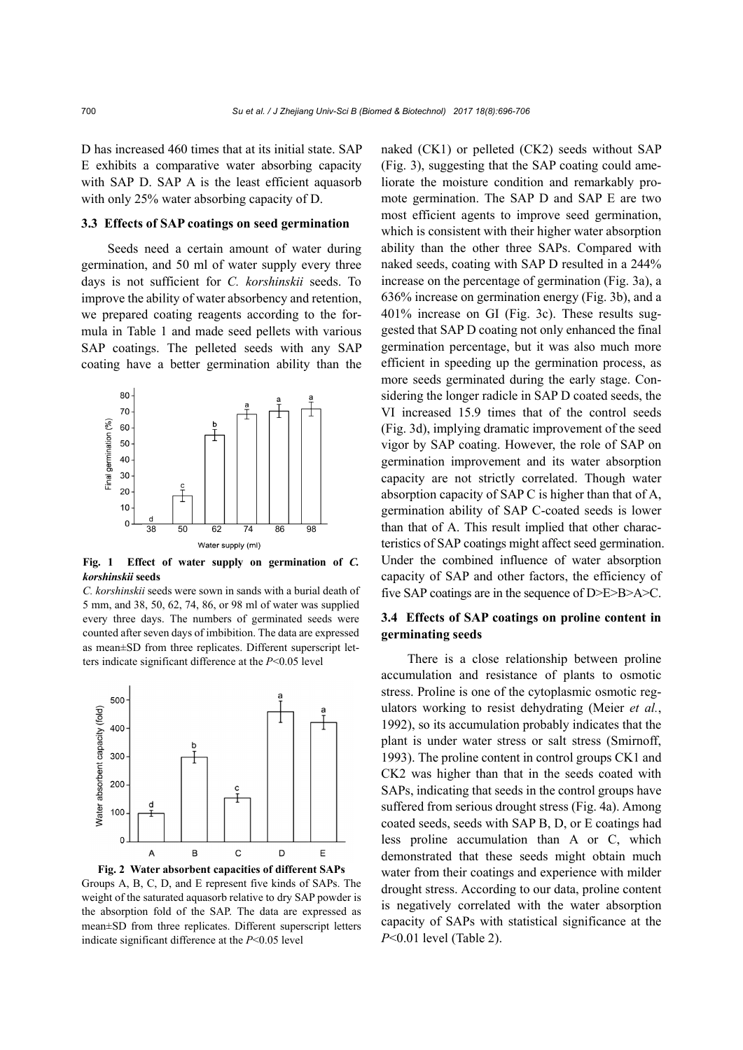D has increased 460 times that at its initial state. SAP E exhibits a comparative water absorbing capacity with SAP D. SAP A is the least efficient aquasorb with only 25% water absorbing capacity of D.

### 3.3 Effects of SAP coatings on seed germination

Seeds need a certain amount of water during germination, and 50 ml of water supply every three days is not sufficient for *C. korshinskii* seeds. To improve the ability of water absorbency and retention, we prepared coating reagents according to the formula in Table 1 and made seed pellets with various SAP coatings. The pelleted seeds with any SAP coating have a better germination ability than the naked (CK1) or pelleted (CK2) seeds without SAP (Fig. 3), suggesting that the SAP coating could ameliorate the moisture condition and remarkably promote germination. The SAP D and SAP E are two most efficient agents to improve seed germination, which is consistent with their higher water absorption ability than the other three SAPs. Compared with naked seeds, coating with SAP D resulted in a 244% increase on the percentage of germination (Fig. 3a), a 636% increase on germination energy (Fig. 3b), and a 401% increase on GI (Fig. 3c). These results suggested that SAP D coating not only enhanced the final germination percentage, but it was also much more efficient in speeding up the germination process, as more seeds germinated during the early stage. Considering the longer radicle in SAP D coated seeds, the VI increased 15.9 times that of the control seeds (Fig. 3d), implying dramatic improvement of the seed vigor by SAP coating. However, the role of SAP on germination improvement and its water absorption capacity are not strictly correlated. Though water absorption capacity of SAP C is higher than that of A, germination ability of SAP C-coated seeds is lower than that of A. This result implied that other characteristics of SAP coatings might affect seed germination. Under the combined influence of water absorption capacity of SAP and other factors, the efficiency of five SAP coatings are in the sequence of D>E>B>A>C.

**Fig. 1 Effect of water supply on germination of *C. korshinskii* seeds**

*C. korshinskii* seeds were sown in sands with a burial death of 5 mm, and 38, 50, 62, 74, 86, or 98 ml of water was supplied every three days. The numbers of germinated seeds were counted after seven days of imbibition. The data are expressed as mean±SD from three replicates. Different superscript letters indicate significant difference at the $P<0.05$ level

**Fig. 2 Water absorbent capacities of different SAPs**

Groups A, B, C, D, and E represent five kinds of SAPs. The weight of the saturated aquasorb relative to dry SAP powder is the absorption fold of the SAP. The data are expressed as mean±SD from three replicates. Different superscript letters indicate significant difference at the $P<0.05$ level

### 3.4 Effects of SAP coatings on proline content in germinating seeds

There is a close relationship between proline accumulation and resistance of plants to osmotic stress. Proline is one of the cytoplasmic osmotic regulators working to resist dehydrating (Meier *et al.*, 1992), so its accumulation probably indicates that the plant is under water stress or salt stress (Smirnoff, 1993). The proline content in control groups CK1 and CK2 was higher than that in the seeds coated with SAPs, indicating that seeds in the control groups have suffered from serious drought stress (Fig. 4a). Among coated seeds, seeds with SAP B, D, or E coatings had less proline accumulation than A or C, which demonstrated that these seeds might obtain much water from their coatings and experience with milder drought stress. According to our data, proline content is negatively correlated with the water absorption capacity of SAPs with statistical significance at the $P<0.01$ level (Table 2).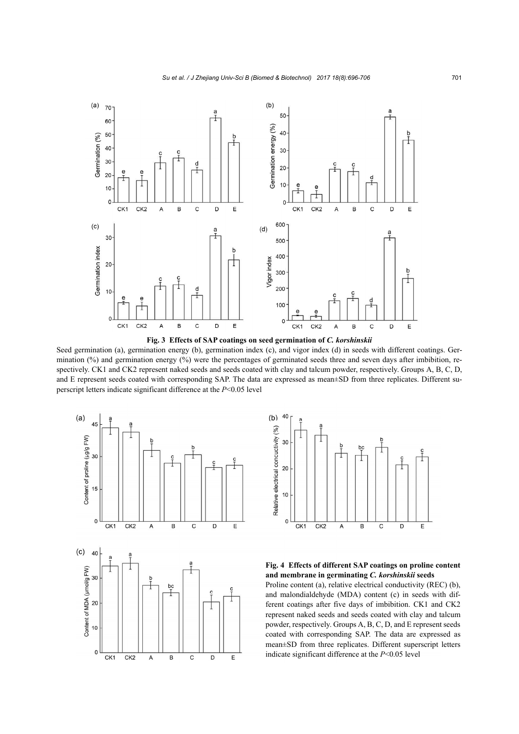**Fig. 3 Effects of SAP coatings on seed germination of *C. korshinskii***

Seed germination (a), germination energy (b), germination index (c), and vigor index (d) in seeds with different coatings. Germination (%) and germination energy (%) were the percentages of germinated seeds three and seven days after imbibition, respectively. CK1 and CK2 represent naked seeds and seeds coated with clay and talcum powder, respectively. Groups A, B, C, D, and E represent seeds coated with corresponding SAP. The data are expressed as mean±SD from three replicates. Different superscript letters indicate significant difference at the $P<0.05$ level

**Fig. 4 Effects of different SAP coatings on proline content and membrane in germinating *C. korshinskii* seeds**

Proline content (a), relative electrical conductivity (REC) (b), and malondialdehyde (MDA) content (c) in seeds with different coatings after five days of imbibition. CK1 and CK2 represent naked seeds and seeds coated with clay and talcum powder, respectively. Groups A, B, C, D, and E represent seeds coated with corresponding SAP. The data are expressed as mean±SD from three replicates. Different superscript letters indicate significant difference at the $P<0.05$ level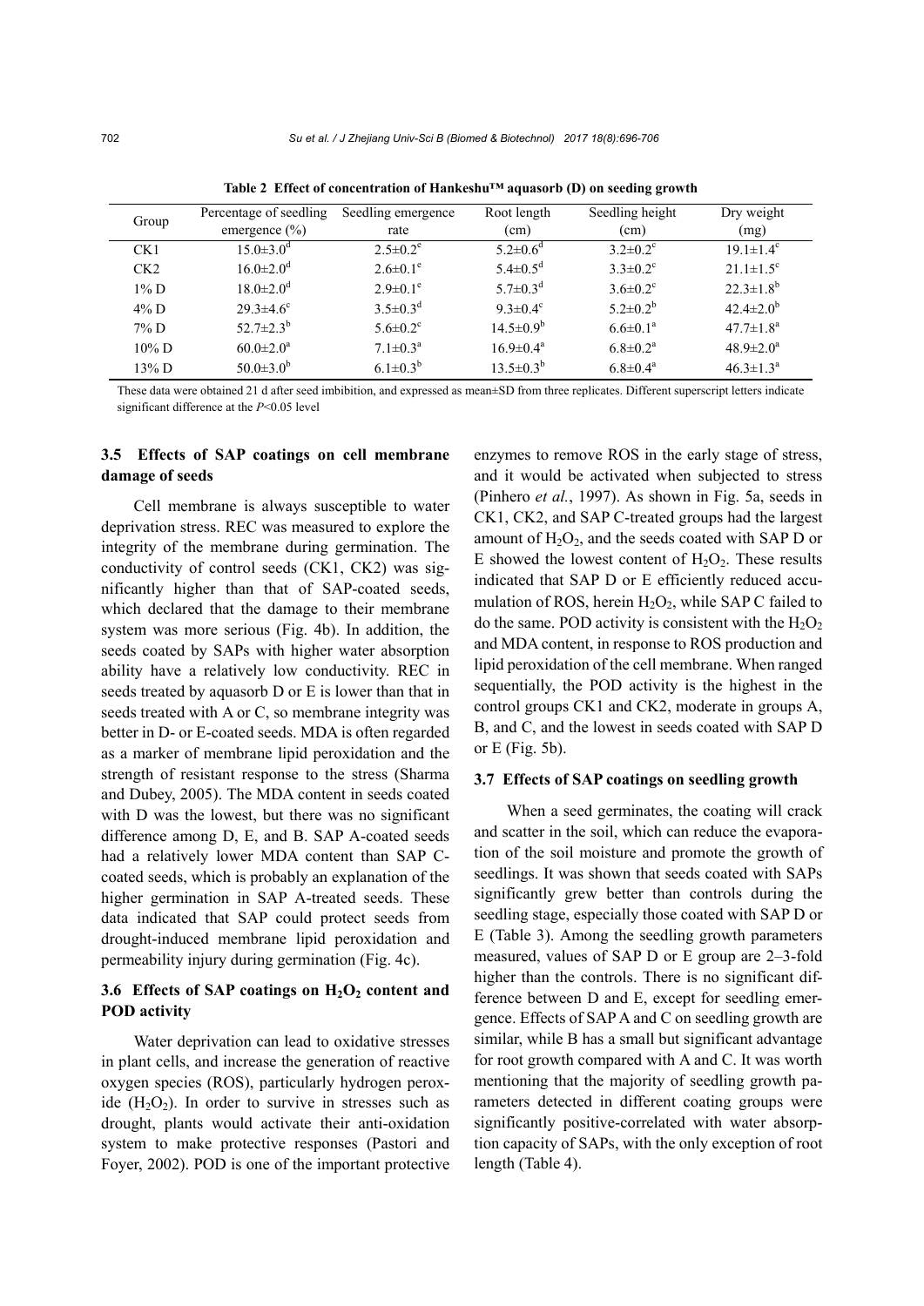**Table 2 Effect of concentration of Hankeshu™ aquasorb (D) on seeding growth**

| Group | Percentage of seedling emergence (%) | Seedling emergence rate | Root length (cm) | Seedling height (cm) | Dry weight (mg) |
|---|---|---|---|---|---|
| CK1 | $15.0\pm3.0^{d}$ | $2.5\pm0.2^{e}$ | $5.2\pm0.6^{d}$ | $3.2\pm0.2^{c}$ | $19.1\pm1.4^{c}$ |
| CK2 | $16.0\pm2.0^{d}$ | $2.6\pm0.1^{e}$ | $5.4\pm0.5^{d}$ | $3.3\pm0.2^{c}$ | $21.1\pm1.5^{c}$ |
| 1% D | $18.0\pm2.0^{d}$ | $2.9\pm0.1^{e}$ | $5.7\pm0.3^{d}$ | $3.6\pm0.2^{c}$ | $22.3\pm1.8^{b}$ |
| 4% D | $29.3\pm4.6^{c}$ | $3.5\pm0.3^{d}$ | $9.3\pm0.4^{c}$ | $5.2\pm0.2^{b}$ | $42.4\pm2.0^{b}$ |
| 7% D | $52.7\pm2.3^{b}$ | $5.6\pm0.2^{c}$ | $14.5\pm0.9^{b}$ | $6.6\pm0.1^{a}$ | $47.7\pm1.8^{a}$ |
| 10% D | $60.0\pm2.0^{a}$ | $7.1\pm0.3^{a}$ | $16.9\pm0.4^{a}$ | $6.8\pm0.2^{a}$ | $48.9\pm2.0^{a}$ |
| 13% D | $50.0\pm3.0^{b}$ | $6.1\pm0.3^{b}$ | $13.5\pm0.3^{b}$ | $6.8\pm0.4^{a}$ | $46.3\pm1.3^{a}$ |

These data were obtained 21 d after seed imbibition, and expressed as mean±SD from three replicates. Different superscript letters indicate significant difference at the $P<0.05$ level

### 3.5 Effects of SAP coatings on cell membrane damage of seeds

Cell membrane is always susceptible to water deprivation stress. REC was measured to explore the integrity of the membrane during germination. The conductivity of control seeds (CK1, CK2) was significantly higher than that of SAP-coated seeds, which declared that the damage to their membrane system was more serious (Fig. 4b). In addition, the seeds coated by SAPs with higher water absorption ability have a relatively low conductivity. REC in seeds treated by aquasorb D or E is lower than that in seeds treated with A or C, so membrane integrity was better in D- or E-coated seeds. MDA is often regarded as a marker of membrane lipid peroxidation and the strength of resistant response to the stress (Sharma and Dubey, 2005). The MDA content in seeds coated with D was the lowest, but there was no significant difference among D, E, and B. SAP A-coated seeds had a relatively lower MDA content than SAP C-coated seeds, which is probably an explanation of the higher germination in SAP A-treated seeds. These data indicated that SAP could protect seeds from drought-induced membrane lipid peroxidation and permeability injury during germination (Fig. 4c).

### 3.6 Effects of SAP coatings on $H_2O_2$ content and POD activity

Water deprivation can lead to oxidative stresses in plant cells, and increase the generation of reactive oxygen species (ROS), particularly hydrogen peroxide ($H_2O_2$). In order to survive in stresses such as drought, plants would activate their anti-oxidation system to make protective responses (Pastori and Foyer, 2002). POD is one of the important protective enzymes to remove ROS in the early stage of stress, and it would be activated when subjected to stress (Pinhero *et al.*, 1997). As shown in Fig. 5a, seeds in CK1, CK2, and SAP C-treated groups had the largest amount of $H_2O_2$, and the seeds coated with SAP D or E showed the lowest content of $H_2O_2$. These results indicated that SAP D or E efficiently reduced accumulation of ROS, herein $H_2O_2$, while SAP C failed to do the same. POD activity is consistent with the $H_2O_2$ and MDA content, in response to ROS production and lipid peroxidation of the cell membrane. When ranged sequentially, the POD activity is the highest in the control groups CK1 and CK2, moderate in groups A, B, and C, and the lowest in seeds coated with SAP D or E (Fig. 5b).

### 3.7 Effects of SAP coatings on seedling growth

When a seed germinates, the coating will crack and scatter in the soil, which can reduce the evaporation of the soil moisture and promote the growth of seedlings. It was shown that seeds coated with SAPs significantly grew better than controls during the seedling stage, especially those coated with SAP D or E (Table 3). Among the seedling growth parameters measured, values of SAP D or E group are 2–3-fold higher than the controls. There is no significant difference between D and E, except for seedling emergence. Effects of SAP A and C on seedling growth are similar, while B has a small but significant advantage for root growth compared with A and C. It was worth mentioning that the majority of seedling growth parameters detected in different coating groups were significantly positive-correlated with water absorption capacity of SAPs, with the only exception of root length (Table 4).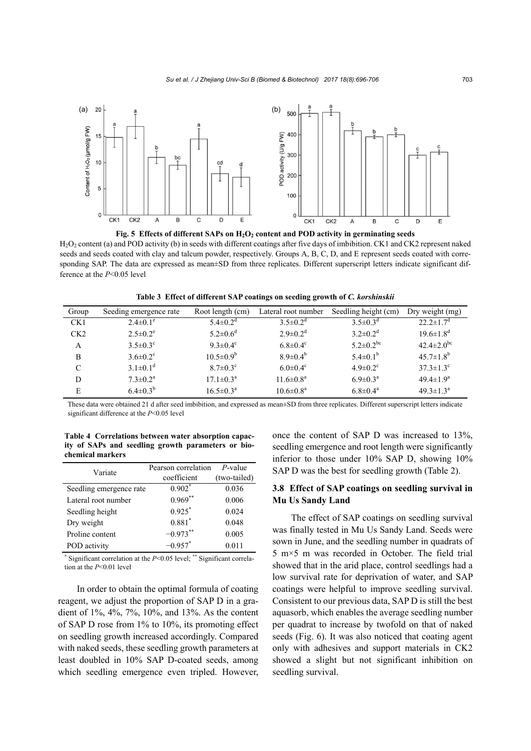**Fig. 5 Effects of different SAPs on $H_2O_2$ content and POD activity in germinating seeds**

$H_2O_2$ content (a) and POD activity (b) in seeds with different coatings after five days of imbibition. CK1 and CK2 represent naked seeds and seeds coated with clay and talcum powder, respectively. Groups A, B, C, D, and E represent seeds coated with corresponding SAP. The data are expressed as mean±SD from three replicates. Different superscript letters indicate significant difference at the $P$<0.05 level

**Table 3 Effect of different SAP coatings on seeding growth of *C. korshinskii***

| Group | Seeding emergence rate | Root length (cm) | Lateral root number | Seedling height (cm) | Dry weight (mg) |
|---|---|---|---|---|---|
| CK1 | $2.4±0.1^{e}$ | $5.4±0.2^{d}$ | $3.5±0.2^{d}$ | $3.5±0.3^{d}$ | $22.2±1.7^{d}$ |
| CK2 | $2.5±0.2^{e}$ | $5.2±0.6^{d}$ | $2.9±0.2^{d}$ | $3.2±0.2^{d}$ | $19.6±1.8^{d}$ |
| A | $3.5±0.3^{c}$ | $9.3±0.4^{c}$ | $6.8±0.4^{c}$ | $5.2±0.2^{bc}$ | $42.4±2.0^{bc}$ |
| B | $3.6±0.2^{c}$ | $10.5±0.9^{b}$ | $8.9±0.4^{b}$ | $5.4±0.1^{b}$ | $45.7±1.8^{b}$ |
| C | $3.1±0.1^{d}$ | $8.7±0.3^{c}$ | $6.0±0.4^{c}$ | $4.9±0.2^{c}$ | $37.3±1.3^{c}$ |
| D | $7.3±0.2^{a}$ | $17.1±0.3^{a}$ | $11.6±0.8^{a}$ | $6.9±0.3^{a}$ | $49.4±1.9^{a}$ |
| E | $6.4±0.3^{b}$ | $16.5±0.3^{a}$ | $10.6±0.8^{a}$ | $6.8±0.4^{a}$ | $49.3±1.3^{a}$ |

These data were obtained 21 d after seed imbibition, and expressed as mean±SD from three replicates. Different superscript letters indicate significant difference at the $P$<0.05 level

**Table 4 Correlations between water absorption capacity of SAPs and seedling growth parameters or biochemical markers**

| Variate | Pearson correlation coefficient | $P$-value (two-tailed) |
|---|---|---|
| Seedling emergence rate | $0.902^{*}$ | 0.036 |
| Lateral root number | $0.969^{**}$ | 0.006 |
| Seedling height | $0.925^{*}$ | 0.024 |
| Dry weight | $0.881^{*}$ | 0.048 |
| Proline content | $-0.973^{**}$ | 0.005 |
| POD activity | $-0.957^{*}$ | 0.011 |

* Significant correlation at the $P$<0.05 level; ** Significant correlation at the $P$<0.01 level

In order to obtain the optimal formula of coating reagent, we adjust the proportion of SAP D in a gradient of 1%, 4%, 7%, 10%, and 13%. As the content of SAP D rose from 1% to 10%, its promoting effect on seedling growth increased accordingly. Compared with naked seeds, these seedling growth parameters at least doubled in 10% SAP D-coated seeds, among which seedling emergence even tripled. However, once the content of SAP D was increased to 13%, seedling emergence and root length were significantly inferior to those under 10% SAP D, showing 10% SAP D was the best for seedling growth (Table 2).

### 3.8 Effect of SAP coatings on seedling survival in Mu Us Sandy Land

The effect of SAP coatings on seedling survival was finally tested in Mu Us Sandy Land. Seeds were sown in June, and the seedling number in quadrats of 5 m×5 m was recorded in October. The field trial showed that in the arid place, control seedlings had a low survival rate for deprivation of water, and SAP coatings were helpful to improve seedling survival. Consistent to our previous data, SAP D is still the best aquasorb, which enables the average seedling number per quadrat to increase by twofold on that of naked seeds (Fig. 6). It was also noticed that coating agent only with adhesives and support materials in CK2 showed a slight but not significant inhibition on seedling survival.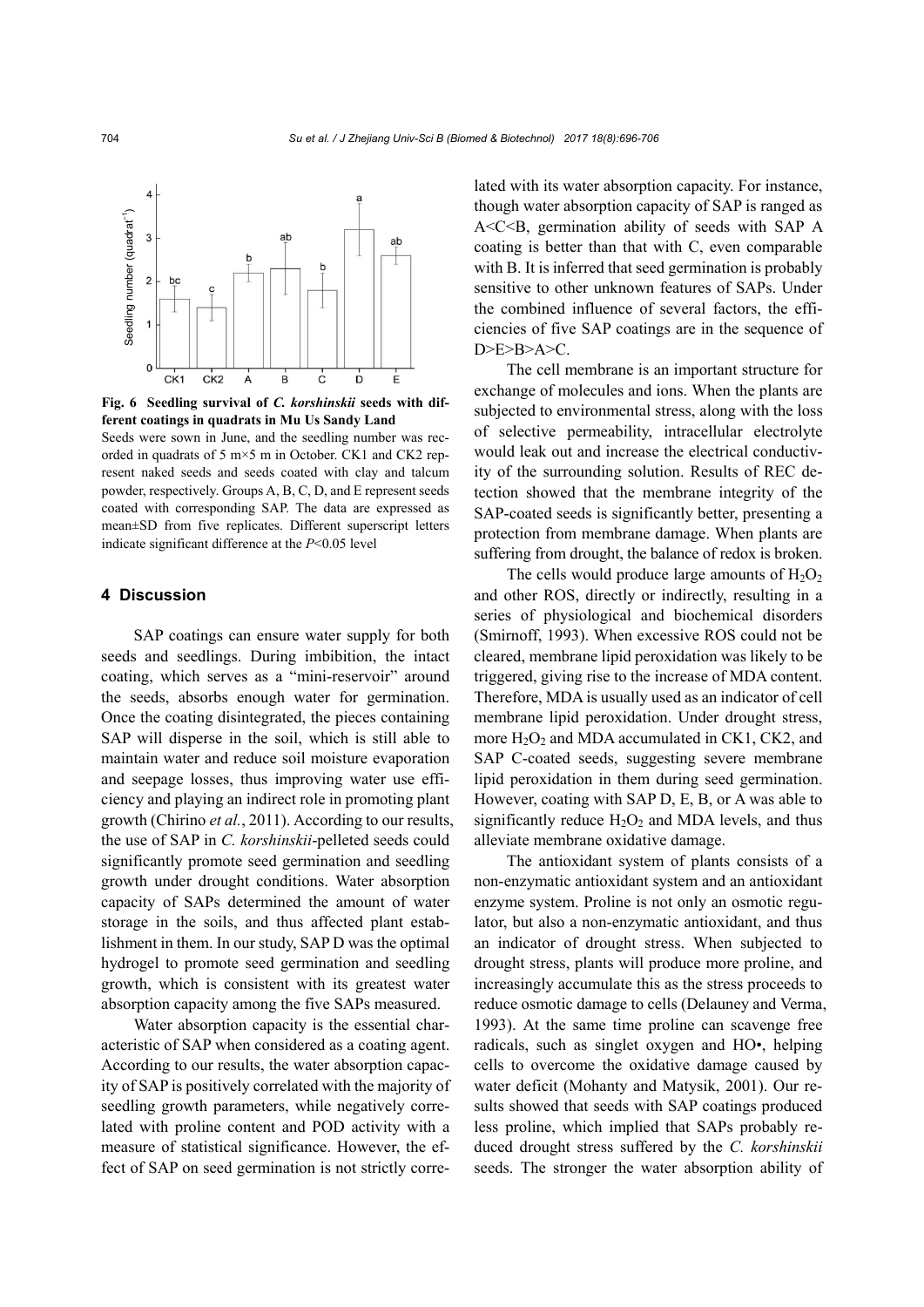4

3

2

1

0

Seedling number (quadrat$^{-1}$)

a

ab

ab

b

b

b

bc

c

CK1 CK2 A B C D E

**Fig. 6 Seedling survival of *C. korshinskii* seeds with different coatings in quadrats in Mu Us Sandy Land**

Seeds were sown in June, and the seedling number was recorded in quadrats of 5 m×5 m in October. CK1 and CK2 represent naked seeds and seeds coated with clay and talcum powder, respectively. Groups A, B, C, D, and E represent seeds coated with corresponding SAP. The data are expressed as mean±SD from five replicates. Different superscript letters indicate significant difference at the $P<0.05$ level

## 4 Discussion

SAP coatings can ensure water supply for both seeds and seedlings. During imbibition, the intact coating, which serves as a "mini-reservoir" around the seeds, absorbs enough water for germination. Once the coating disintegrated, the pieces containing SAP will disperse in the soil, which is still able to maintain water and reduce soil moisture evaporation and seepage losses, thus improving water use efficiency and playing an indirect role in promoting plant growth (Chirino *et al.*, 2011). According to our results, the use of SAP in *C. korshinskii*-pelleted seeds could significantly promote seed germination and seedling growth under drought conditions. Water absorption capacity of SAPs determined the amount of water storage in the soils, and thus affected plant establishment in them. In our study, SAP D was the optimal hydrogel to promote seed germination and seedling growth, which is consistent with its greatest water absorption capacity among the five SAPs measured.

Water absorption capacity is the essential characteristic of SAP when considered as a coating agent. According to our results, the water absorption capacity of SAP is positively correlated with the majority of seedling growth parameters, while negatively correlated with proline content and POD activity with a measure of statistical significance. However, the effect of SAP on seed germination is not strictly correlated with its water absorption capacity. For instance, though water absorption capacity of SAP is ranged as A<C<B, germination ability of seeds with SAP A coating is better than that with C, even comparable with B. It is inferred that seed germination is probably sensitive to other unknown features of SAPs. Under the combined influence of several factors, the efficiencies of five SAP coatings are in the sequence of D>E>B>A>C.

The cell membrane is an important structure for exchange of molecules and ions. When the plants are subjected to environmental stress, along with the loss of selective permeability, intracellular electrolyte would leak out and increase the electrical conductivity of the surrounding solution. Results of REC detection showed that the membrane integrity of the SAP-coated seeds is significantly better, presenting a protection from membrane damage. When plants are suffering from drought, the balance of redox is broken.

The cells would produce large amounts of $H_2O_2$ and other ROS, directly or indirectly, resulting in a series of physiological and biochemical disorders (Smirnoff, 1993). When excessive ROS could not be cleared, membrane lipid peroxidation was likely to be triggered, giving rise to the increase of MDA content. Therefore, MDA is usually used as an indicator of cell membrane lipid peroxidation. Under drought stress, more $H_2O_2$ and MDA accumulated in CK1, CK2, and SAP C-coated seeds, suggesting severe membrane lipid peroxidation in them during seed germination. However, coating with SAP D, E, B, or A was able to significantly reduce $H_2O_2$ and MDA levels, and thus alleviate membrane oxidative damage.

The antioxidant system of plants consists of a non-enzymatic antioxidant system and an antioxidant enzyme system. Proline is not only an osmotic regulator, but also a non-enzymatic antioxidant, and thus an indicator of drought stress. When subjected to drought stress, plants will produce more proline, and increasingly accumulate this as the stress proceeds to reduce osmotic damage to cells (Delauney and Verma, 1993). At the same time proline can scavenge free radicals, such as singlet oxygen and HO•, helping cells to overcome the oxidative damage caused by water deficit (Mohanty and Matysik, 2001). Our results showed that seeds with SAP coatings produced less proline, which implied that SAPs probably reduced drought stress suffered by the *C. korshinskii* seeds. The stronger the water absorption ability of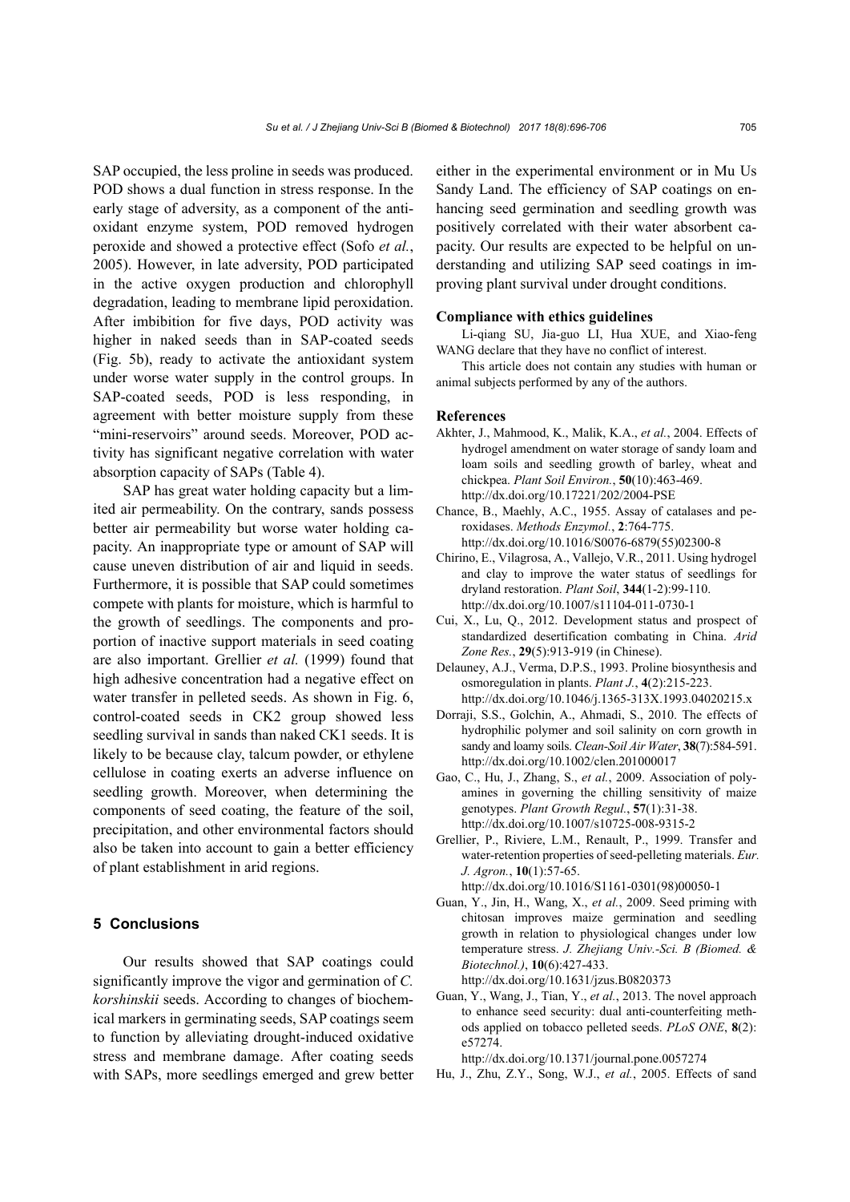SAP occupied, the less proline in seeds was produced. POD shows a dual function in stress response. In the early stage of adversity, as a component of the antioxidant enzyme system, POD removed hydrogen peroxide and showed a protective effect (Sofo *et al.*, 2005). However, in late adversity, POD participated in the active oxygen production and chlorophyll degradation, leading to membrane lipid peroxidation. After imbibition for five days, POD activity was higher in naked seeds than in SAP-coated seeds (Fig. 5b), ready to activate the antioxidant system under worse water supply in the control groups. In SAP-coated seeds, POD is less responding, in agreement with better moisture supply from these "mini-reservoirs" around seeds. Moreover, POD activity has significant negative correlation with water absorption capacity of SAPs (Table 4).

SAP has great water holding capacity but a limited air permeability. On the contrary, sands possess better air permeability but worse water holding capacity. An inappropriate type or amount of SAP will cause uneven distribution of air and liquid in seeds. Furthermore, it is possible that SAP could sometimes compete with plants for moisture, which is harmful to the growth of seedlings. The components and proportion of inactive support materials in seed coating are also important. Grellier *et al.* (1999) found that high adhesive concentration had a negative effect on water transfer in pelleted seeds. As shown in Fig. 6, control-coated seeds in CK2 group showed less seedling survival in sands than naked CK1 seeds. It is likely to be because clay, talcum powder, or ethylene cellulose in coating exerts an adverse influence on seedling growth. Moreover, when determining the components of seed coating, the feature of the soil, precipitation, and other environmental factors should also be taken into account to gain a better efficiency of plant establishment in arid regions.

## 5 Conclusions

Our results showed that SAP coatings could significantly improve the vigor and germination of *C. korshinskii* seeds. According to changes of biochemical markers in germinating seeds, SAP coatings seem to function by alleviating drought-induced oxidative stress and membrane damage. After coating seeds with SAPs, more seedlings emerged and grew better either in the experimental environment or in Mu Us Sandy Land. The efficiency of SAP coatings on enhancing seed germination and seedling growth was positively correlated with their water absorbent capacity. Our results are expected to be helpful on understanding and utilizing SAP seed coatings in improving plant survival under drought conditions.

### Compliance with ethics guidelines

Li-qiang SU, Jia-guo LI, Hua XUE, and Xiao-feng WANG declare that they have no conflict of interest.

This article does not contain any studies with human or animal subjects performed by any of the authors.

### References

Akhter, J., Mahmood, K., Malik, K.A., *et al.*, 2004. Effects of hydrogel amendment on water storage of sandy loam and loam soils and seedling growth of barley, wheat and chickpea. *Plant Soil Environ.*, **50**(10):463-469. http://dx.doi.org/10.17221/202/2004-PSE

Chance, B., Maehly, A.C., 1955. Assay of catalases and peroxidases. *Methods Enzymol.*, **2**:764-775. http://dx.doi.org/10.1016/S0076-6879(55)02300-8

Chirino, E., Vilagrosa, A., Vallejo, V.R., 2011. Using hydrogel and clay to improve the water status of seedlings for dryland restoration. *Plant Soil*, **344**(1-2):99-110. http://dx.doi.org/10.1007/s11104-011-0730-1

Cui, X., Lu, Q., 2012. Development status and prospect of standardized desertification combating in China. *Arid Zone Res.*, **29**(5):913-919 (in Chinese).

Delauney, A.J., Verma, D.P.S., 1993. Proline biosynthesis and osmoregulation in plants. *Plant J.*, **4**(2):215-223. http://dx.doi.org/10.1046/j.1365-313X.1993.04020215.x

Dorraji, S.S., Golchin, A., Ahmadi, S., 2010. The effects of hydrophilic polymer and soil salinity on corn growth in sandy and loamy soils. *Clean-Soil Air Water*, **38**(7):584-591. http://dx.doi.org/10.1002/clen.201000017

Gao, C., Hu, J., Zhang, S., *et al.*, 2009. Association of polyamines in governing the chilling sensitivity of maize genotypes. *Plant Growth Regul.*, **57**(1):31-38. http://dx.doi.org/10.1007/s10725-008-9315-2

Grellier, P., Riviere, L.M., Renault, P., 1999. Transfer and water-retention properties of seed-pelleting materials. *Eur. J. Agron.*, **10**(1):57-65. http://dx.doi.org/10.1016/S1161-0301(98)00050-1

Guan, Y., Jin, H., Wang, X., *et al.*, 2009. Seed priming with chitosan improves maize germination and seedling growth in relation to physiological changes under low temperature stress. *J. Zhejiang Univ.-Sci. B (Biomed. & Biotechnol.)*, **10**(6):427-433. http://dx.doi.org/10.1631/jzus.B0820373

Guan, Y., Wang, J., Tian, Y., *et al.*, 2013. The novel approach to enhance seed security: dual anti-counterfeiting methods applied on tobacco pelleted seeds. *PLoS ONE*, **8**(2): e57274. http://dx.doi.org/10.1371/journal.pone.0057274

Hu, J., Zhu, Z.Y., Song, W.J., *et al.*, 2005. Effects of sand